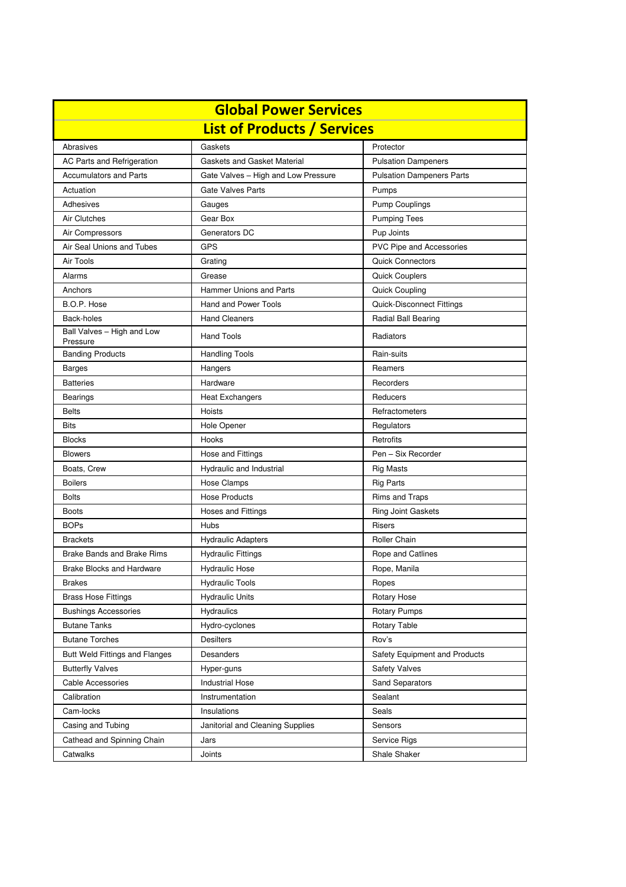# Global Power Services

## List of Products / Services

| | | |
|---|---|---|
| Abrasives | Gaskets | Protector |
| AC Parts and Refrigeration | Gaskets and Gasket Material | Pulsation Dampeners |
| Accumulators and Parts | Gate Valves – High and Low Pressure | Pulsation Dampeners Parts |
| Actuation | Gate Valves Parts | Pumps |
| Adhesives | Gauges | Pump Couplings |
| Air Clutches | Gear Box | Pumping Tees |
| Air Compressors | Generators DC | Pup Joints |
| Air Seal Unions and Tubes | GPS | PVC Pipe and Accessories |
| Air Tools | Grating | Quick Connectors |
| Alarms | Grease | Quick Couplers |
| Anchors | Hammer Unions and Parts | Quick Coupling |
| B.O.P. Hose | Hand and Power Tools | Quick-Disconnect Fittings |
| Back-holes | Hand Cleaners | Radial Ball Bearing |
| Ball Valves – High and Low Pressure | Hand Tools | Radiators |
| Banding Products | Handling Tools | Rain-suits |
| Barges | Hangers | Reamers |
| Batteries | Hardware | Recorders |
| Bearings | Heat Exchangers | Reducers |
| Belts | Hoists | Refractometers |
| Bits | Hole Opener | Regulators |
| Blocks | Hooks | Retrofits |
| Blowers | Hose and Fittings | Pen – Six Recorder |
| Boats, Crew | Hydraulic and Industrial | Rig Masts |
| Boilers | Hose Clamps | Rig Parts |
| Bolts | Hose Products | Rims and Traps |
| Boots | Hoses and Fittings | Ring Joint Gaskets |
| BOPs | Hubs | Risers |
| Brackets | Hydraulic Adapters | Roller Chain |
| Brake Bands and Brake Rims | Hydraulic Fittings | Rope and Catlines |
| Brake Blocks and Hardware | Hydraulic Hose | Rope, Manila |
| Brakes | Hydraulic Tools | Ropes |
| Brass Hose Fittings | Hydraulic Units | Rotary Hose |
| Bushings Accessories | Hydraulics | Rotary Pumps |
| Butane Tanks | Hydro-cyclones | Rotary Table |
| Butane Torches | Desilters | Rov's |
| Butt Weld Fittings and Flanges | Desanders | Safety Equipment and Products |
| Butterfly Valves | Hyper-guns | Safety Valves |
| Cable Accessories | Industrial Hose | Sand Separators |
| Calibration | Instrumentation | Sealant |
| Cam-locks | Insulations | Seals |
| Casing and Tubing | Janitorial and Cleaning Supplies | Sensors |
| Cathead and Spinning Chain | Jars | Service Rigs |
| Catwalks | Joints | Shale Shaker |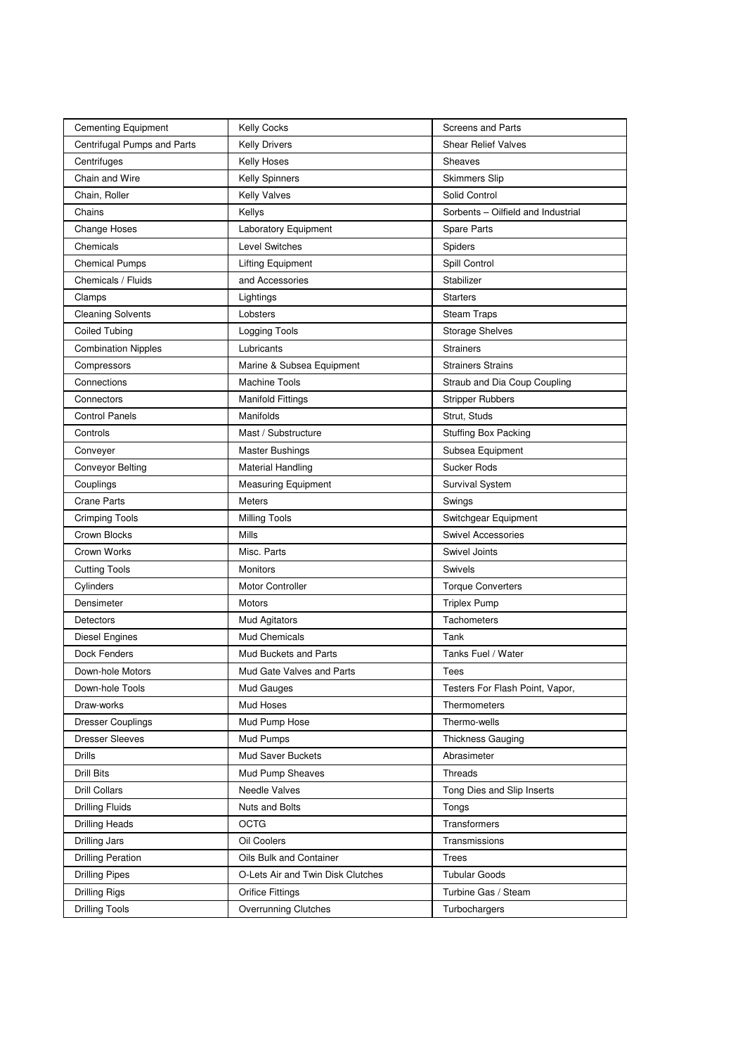| Cementing Equipment | Kelly Cocks | Screens and Parts |
|---|---|---|
| Centrifugal Pumps and Parts | Kelly Drivers | Shear Relief Valves |
| Centrifuges | Kelly Hoses | Sheaves |
| Chain and Wire | Kelly Spinners | Skimmers Slip |
| Chain, Roller | Kelly Valves | Solid Control |
| Chains | Kellys | Sorbents – Oilfield and Industrial |
| Change Hoses | Laboratory Equipment | Spare Parts |
| Chemicals | Level Switches | Spiders |
| Chemical Pumps | Lifting Equipment | Spill Control |
| Chemicals / Fluids | and Accessories | Stabilizer |
| Clamps | Lightings | Starters |
| Cleaning Solvents | Lobsters | Steam Traps |
| Coiled Tubing | Logging Tools | Storage Shelves |
| Combination Nipples | Lubricants | Strainers |
| Compressors | Marine & Subsea Equipment | Strainers Strains |
| Connections | Machine Tools | Straub and Dia Coup Coupling |
| Connectors | Manifold Fittings | Stripper Rubbers |
| Control Panels | Manifolds | Strut, Studs |
| Controls | Mast / Substructure | Stuffing Box Packing |
| Conveyer | Master Bushings | Subsea Equipment |
| Conveyor Belting | Material Handling | Sucker Rods |
| Couplings | Measuring Equipment | Survival System |
| Crane Parts | Meters | Swings |
| Crimping Tools | Milling Tools | Switchgear Equipment |
| Crown Blocks | Mills | Swivel Accessories |
| Crown Works | Misc. Parts | Swivel Joints |
| Cutting Tools | Monitors | Swivels |
| Cylinders | Motor Controller | Torque Converters |
| Densimeter | Motors | Triplex Pump |
| Detectors | Mud Agitators | Tachometers |
| Diesel Engines | Mud Chemicals | Tank |
| Dock Fenders | Mud Buckets and Parts | Tanks Fuel / Water |
| Down-hole Motors | Mud Gate Valves and Parts | Tees |
| Down-hole Tools | Mud Gauges | Testers For Flash Point, Vapor, |
| Draw-works | Mud Hoses | Thermometers |
| Dresser Couplings | Mud Pump Hose | Thermo-wells |
| Dresser Sleeves | Mud Pumps | Thickness Gauging |
| Drills | Mud Saver Buckets | Abrasimeter |
| Drill Bits | Mud Pump Sheaves | Threads |
| Drill Collars | Needle Valves | Tong Dies and Slip Inserts |
| Drilling Fluids | Nuts and Bolts | Tongs |
| Drilling Heads | OCTG | Transformers |
| Drilling Jars | Oil Coolers | Transmissions |
| Drilling Peration | Oils Bulk and Container | Trees |
| Drilling Pipes | O-Lets Air and Twin Disk Clutches | Tubular Goods |
| Drilling Rigs | Orifice Fittings | Turbine Gas / Steam |
| Drilling Tools | Overrunning Clutches | Turbochargers |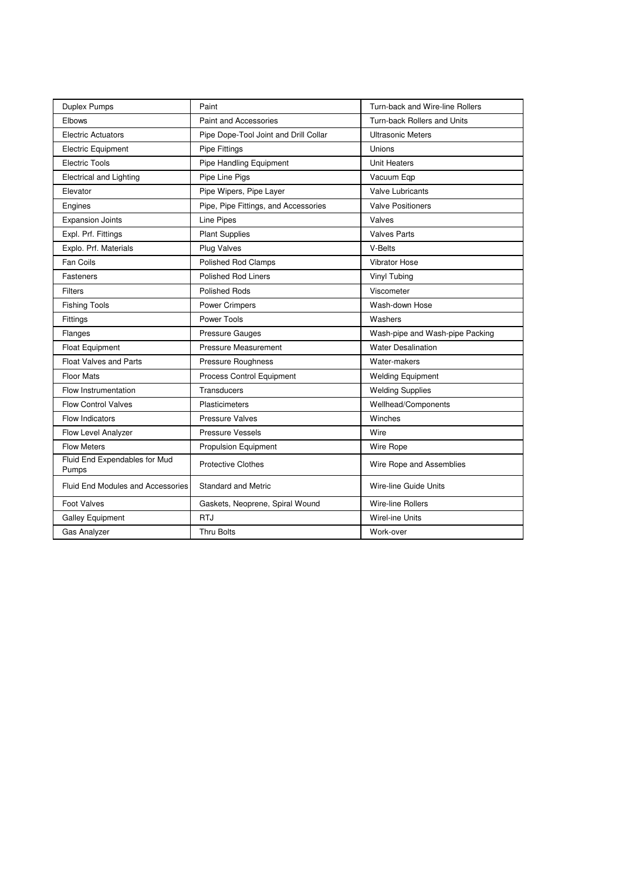| | | |
|---|---|---|
| Duplex Pumps | Paint | Turn-back and Wire-line Rollers |
| Elbows | Paint and Accessories | Turn-back Rollers and Units |
| Electric Actuators | Pipe Dope-Tool Joint and Drill Collar | Ultrasonic Meters |
| Electric Equipment | Pipe Fittings | Unions |
| Electric Tools | Pipe Handling Equipment | Unit Heaters |
| Electrical and Lighting | Pipe Line Pigs | Vacuum Eqp |
| Elevator | Pipe Wipers, Pipe Layer | Valve Lubricants |
| Engines | Pipe, Pipe Fittings, and Accessories | Valve Positioners |
| Expansion Joints | Line Pipes | Valves |
| Expl. Prf. Fittings | Plant Supplies | Valves Parts |
| Explo. Prf. Materials | Plug Valves | V-Belts |
| Fan Coils | Polished Rod Clamps | Vibrator Hose |
| Fasteners | Polished Rod Liners | Vinyl Tubing |
| Filters | Polished Rods | Viscometer |
| Fishing Tools | Power Crimpers | Wash-down Hose |
| Fittings | Power Tools | Washers |
| Flanges | Pressure Gauges | Wash-pipe and Wash-pipe Packing |
| Float Equipment | Pressure Measurement | Water Desalination |
| Float Valves and Parts | Pressure Roughness | Water-makers |
| Floor Mats | Process Control Equipment | Welding Equipment |
| Flow Instrumentation | Transducers | Welding Supplies |
| Flow Control Valves | Plasticimeters | Wellhead/Components |
| Flow Indicators | Pressure Valves | Winches |
| Flow Level Analyzer | Pressure Vessels | Wire |
| Flow Meters | Propulsion Equipment | Wire Rope |
| Fluid End Expendables for Mud Pumps | Protective Clothes | Wire Rope and Assemblies |
| Fluid End Modules and Accessories | Standard and Metric | Wire-line Guide Units |
| Foot Valves | Gaskets, Neoprene, Spiral Wound | Wire-line Rollers |
| Galley Equipment | RTJ | Wirel-ine Units |
| Gas Analyzer | Thru Bolts | Work-over |